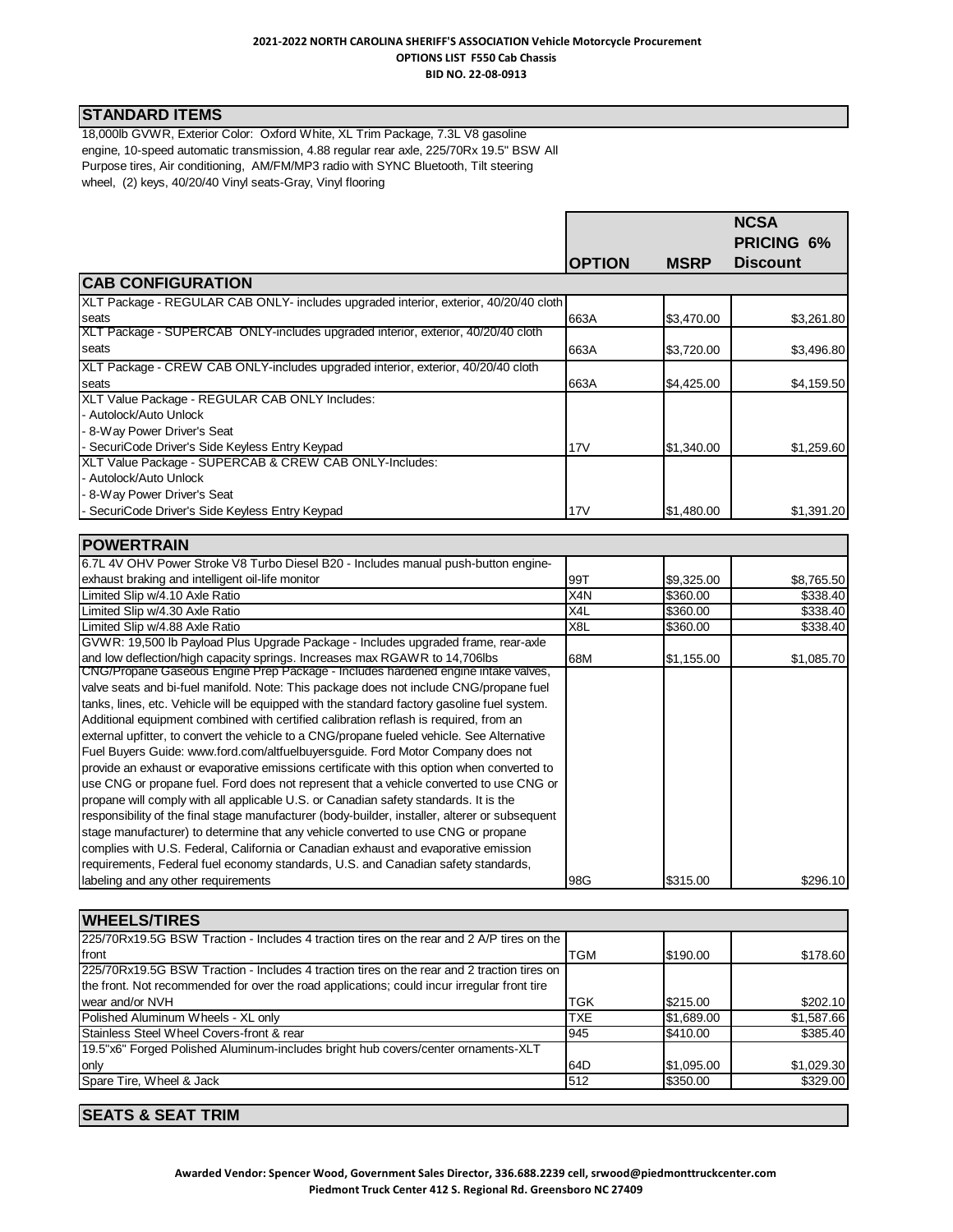**2021-2022 NORTH CAROLINA SHERIFF'S ASSOCIATION Vehicle Motorcycle Procurement**
**OPTIONS LIST F550 Cab Chassis**
**BID NO. 22-08-0913**

## STANDARD ITEMS

18,000lb GVWR, Exterior Color: Oxford White, XL Trim Package, 7.3L V8 gasoline engine, 10-speed automatic transmission, 4.88 regular rear axle, 225/70Rx 19.5" BSW All Purpose tires, Air conditioning, AM/FM/MP3 radio with SYNC Bluetooth, Tilt steering wheel, (2) keys, 40/20/40 Vinyl seats-Gray, Vinyl flooring

| | OPTION | MSRP | NCSA PRICING 6% Discount |
|---|---|---|---|
| **CAB CONFIGURATION** | | | |
| XLT Package - REGULAR CAB ONLY- includes upgraded interior, exterior, 40/20/40 cloth seats | 663A | $3,470.00 | $3,261.80 |
| XLT Package - SUPERCAB ONLY-includes upgraded interior, exterior, 40/20/40 cloth seats | 663A | $3,720.00 | $3,496.80 |
| XLT Package - CREW CAB ONLY-includes upgraded interior, exterior, 40/20/40 cloth seats | 663A | $4,425.00 | $4,159.50 |
| XLT Value Package - REGULAR CAB ONLY Includes:<br>- Autolock/Auto Unlock<br>- 8-Way Power Driver's Seat<br>- SecuriCode Driver's Side Keyless Entry Keypad | 17V | $1,340.00 | $1,259.60 |
| XLT Value Package - SUPERCAB & CREW CAB ONLY-Includes:<br>- Autolock/Auto Unlock<br>- 8-Way Power Driver's Seat<br>- SecuriCode Driver's Side Keyless Entry Keypad | 17V | $1,480.00 | $1,391.20 |
| **POWERTRAIN** | | | |
| 6.7L 4V OHV Power Stroke V8 Turbo Diesel B20 - Includes manual push-button engine-exhaust braking and intelligent oil-life monitor | 99T | $9,325.00 | $8,765.50 |
| Limited Slip w/4.10 Axle Ratio | X4N | $360.00 | $338.40 |
| Limited Slip w/4.30 Axle Ratio | X4L | $360.00 | $338.40 |
| Limited Slip w/4.88 Axle Ratio | X8L | $360.00 | $338.40 |
| GVWR: 19,500 lb Payload Plus Upgrade Package - Includes upgraded frame, rear-axle and low deflection/high capacity springs. Increases max RGAWR to 14,706lbs | 68M | $1,155.00 | $1,085.70 |
| CNG/Propane Gaseous Engine Prep Package - Includes hardened engine intake valves, valve seats and bi-fuel manifold. Note: This package does not include CNG/propane fuel tanks, lines, etc. Vehicle will be equipped with the standard factory gasoline fuel system. Additional equipment combined with certified calibration reflash is required, from an external upfitter, to convert the vehicle to a CNG/propane fueled vehicle. See Alternative Fuel Buyers Guide: www.ford.com/altfuelbuyersguide. Ford Motor Company does not provide an exhaust or evaporative emissions certificate with this option when converted to use CNG or propane fuel. Ford does not represent that a vehicle converted to use CNG or propane will comply with all applicable U.S. or Canadian safety standards. It is the responsibility of the final stage manufacturer (body-builder, installer, alterer or subsequent stage manufacturer) to determine that any vehicle converted to use CNG or propane complies with U.S. Federal, California or Canadian exhaust and evaporative emission requirements, Federal fuel economy standards, U.S. and Canadian safety standards, labeling and any other requirements | 98G | $315.00 | $296.10 |
| **WHEELS/TIRES** | | | |
| 225/70Rx19.5G BSW Traction - Includes 4 traction tires on the rear and 2 A/P tires on the front | TGM | $190.00 | $178.60 |
| 225/70Rx19.5G BSW Traction - Includes 4 traction tires on the rear and 2 traction tires on the front. Not recommended for over the road applications; could incur irregular front tire wear and/or NVH | TGK | $215.00 | $202.10 |
| Polished Aluminum Wheels - XL only | TXE | $1,689.00 | $1,587.66 |
| Stainless Steel Wheel Covers-front & rear | 945 | $410.00 | $385.40 |
| 19.5"x6" Forged Polished Aluminum-includes bright hub covers/center ornaments-XLT only | 64D | $1,095.00 | $1,029.30 |
| Spare Tire, Wheel & Jack | 512 | $350.00 | $329.00 |
| **SEATS & SEAT TRIM** | | | |

**Awarded Vendor: Spencer Wood, Government Sales Director, 336.688.2239 cell, srwood@piedmonttruckcenter.com**
**Piedmont Truck Center 412 S. Regional Rd. Greensboro NC 27409**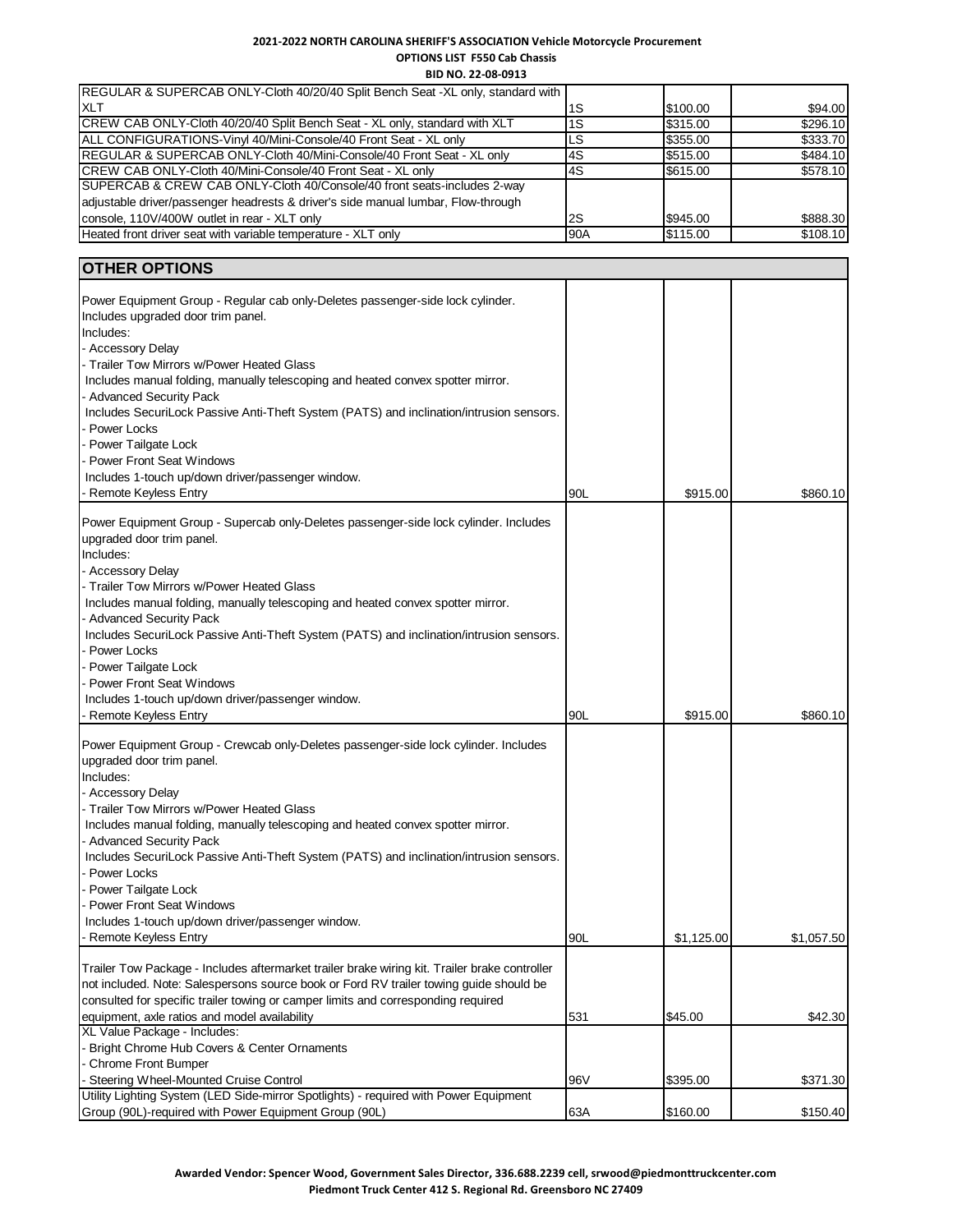**2021-2022 NORTH CAROLINA SHERIFF'S ASSOCIATION Vehicle Motorcycle Procurement**
**OPTIONS LIST F550 Cab Chassis**
**BID NO. 22-08-0913**

| | | | |
|---|---|---|---|
| REGULAR & SUPERCAB ONLY-Cloth 40/20/40 Split Bench Seat -XL only, standard with XLT | 1S | $100.00 | $94.00 |
| CREW CAB ONLY-Cloth 40/20/40 Split Bench Seat - XL only, standard with XLT | 1S | $315.00 | $296.10 |
| ALL CONFIGURATIONS-Vinyl 40/Mini-Console/40 Front Seat - XL only | LS | $355.00 | $333.70 |
| REGULAR & SUPERCAB ONLY-Cloth 40/Mini-Console/40 Front Seat - XL only | 4S | $515.00 | $484.10 |
| CREW CAB ONLY-Cloth 40/Mini-Console/40 Front Seat - XL only | 4S | $615.00 | $578.10 |
| SUPERCAB & CREW CAB ONLY-Cloth 40/Console/40 front seats-includes 2-way adjustable driver/passenger headrests & driver's side manual lumbar, Flow-through console, 110V/400W outlet in rear - XLT only | 2S | $945.00 | $888.30 |
| Heated front driver seat with variable temperature - XLT only | 90A | $115.00 | $108.10 |

| **OTHER OPTIONS** | | | |
|---|---|---|---|
| Power Equipment Group - Regular cab only-Deletes passenger-side lock cylinder. Includes upgraded door trim panel. Includes: - Accessory Delay - Trailer Tow Mirrors w/Power Heated Glass Includes manual folding, manually telescoping and heated convex spotter mirror. - Advanced Security Pack Includes SecuriLock Passive Anti-Theft System (PATS) and inclination/intrusion sensors. - Power Locks - Power Tailgate Lock - Power Front Seat Windows Includes 1-touch up/down driver/passenger window. - Remote Keyless Entry | 90L | $915.00 | $860.10 |
| Power Equipment Group - Supercab only-Deletes passenger-side lock cylinder. Includes upgraded door trim panel. Includes: - Accessory Delay - Trailer Tow Mirrors w/Power Heated Glass Includes manual folding, manually telescoping and heated convex spotter mirror. - Advanced Security Pack Includes SecuriLock Passive Anti-Theft System (PATS) and inclination/intrusion sensors. - Power Locks - Power Tailgate Lock - Power Front Seat Windows Includes 1-touch up/down driver/passenger window. - Remote Keyless Entry | 90L | $915.00 | $860.10 |
| Power Equipment Group - Crewcab only-Deletes passenger-side lock cylinder. Includes upgraded door trim panel. Includes: - Accessory Delay - Trailer Tow Mirrors w/Power Heated Glass Includes manual folding, manually telescoping and heated convex spotter mirror. - Advanced Security Pack Includes SecuriLock Passive Anti-Theft System (PATS) and inclination/intrusion sensors. - Power Locks - Power Tailgate Lock - Power Front Seat Windows Includes 1-touch up/down driver/passenger window. - Remote Keyless Entry | 90L | $1,125.00 | $1,057.50 |
| Trailer Tow Package - Includes aftermarket trailer brake wiring kit. Trailer brake controller not included. Note: Salespersons source book or Ford RV trailer towing guide should be consulted for specific trailer towing or camper limits and corresponding required equipment, axle ratios and model availability | 531 | $45.00 | $42.30 |
| XL Value Package - Includes: - Bright Chrome Hub Covers & Center Ornaments - Chrome Front Bumper - Steering Wheel-Mounted Cruise Control | 96V | $395.00 | $371.30 |
| Utility Lighting System (LED Side-mirror Spotlights) - required with Power Equipment Group (90L)-required with Power Equipment Group (90L) | 63A | $160.00 | $150.40 |

**Awarded Vendor: Spencer Wood, Government Sales Director, 336.688.2239 cell, srwood@piedmonttruckcenter.com**
**Piedmont Truck Center 412 S. Regional Rd. Greensboro NC 27409**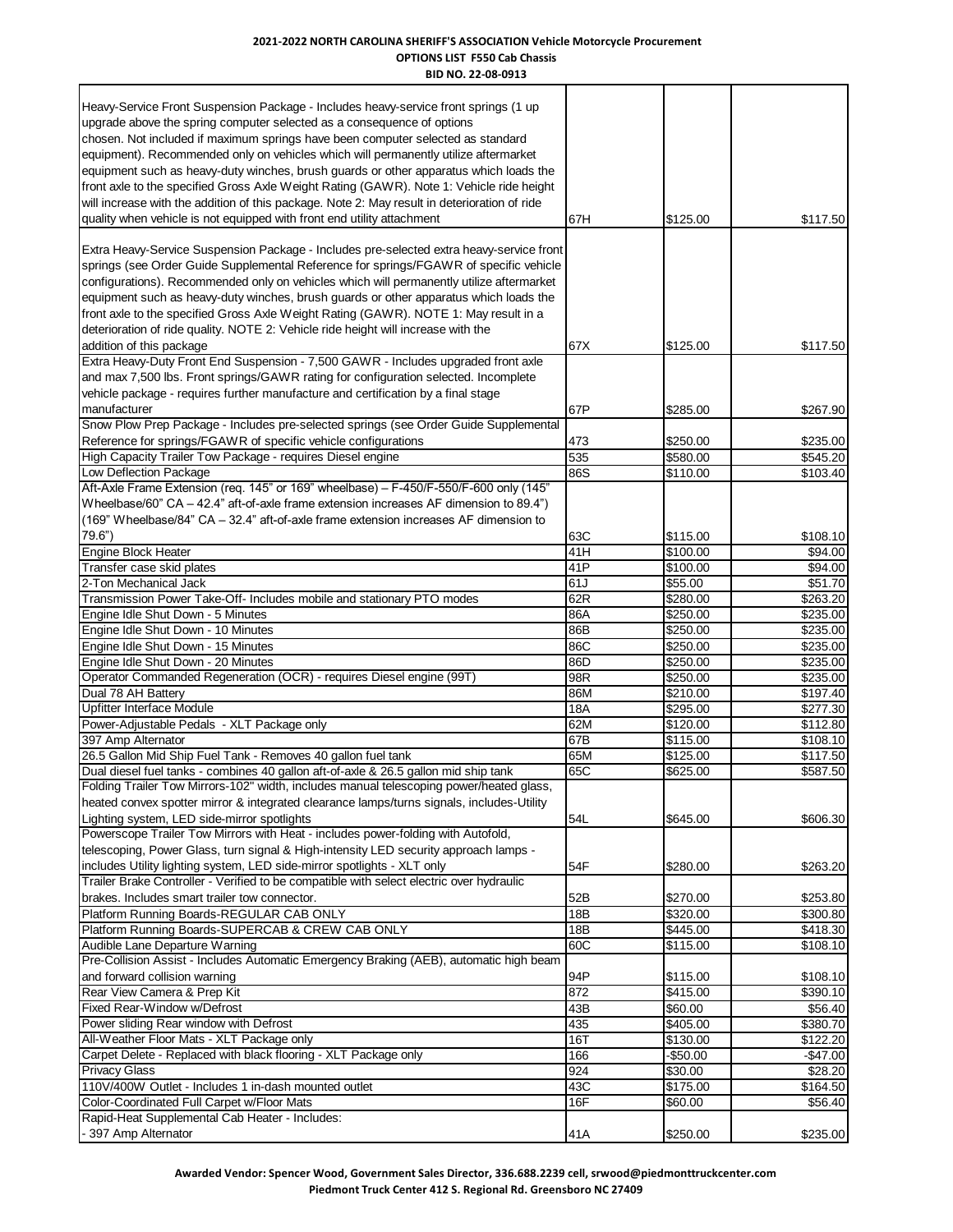**2021-2022 NORTH CAROLINA SHERIFF'S ASSOCIATION Vehicle Motorcycle Procurement**
**OPTIONS LIST F550 Cab Chassis**
**BID NO. 22-08-0913**

| Description | Code | Price | Discounted Price |
|---|---|---|---|
| Heavy-Service Front Suspension Package - Includes heavy-service front springs (1 up upgrade above the spring computer selected as a consequence of options chosen. Not included if maximum springs have been computer selected as standard equipment). Recommended only on vehicles which will permanently utilize aftermarket equipment such as heavy-duty winches, brush guards or other apparatus which loads the front axle to the specified Gross Axle Weight Rating (GAWR). Note 1: Vehicle ride height will increase with the addition of this package. Note 2: May result in deterioration of ride quality when vehicle is not equipped with front end utility attachment | 67H | $125.00 | $117.50 |
| Extra Heavy-Service Suspension Package - Includes pre-selected extra heavy-service front springs (see Order Guide Supplemental Reference for springs/FGAWR of specific vehicle configurations). Recommended only on vehicles which will permanently utilize aftermarket equipment such as heavy-duty winches, brush guards or other apparatus which loads the front axle to the specified Gross Axle Weight Rating (GAWR). NOTE 1: May result in a deterioration of ride quality. NOTE 2: Vehicle ride height will increase with the addition of this package | 67X | $125.00 | $117.50 |
| Extra Heavy-Duty Front End Suspension - 7,500 GAWR - Includes upgraded front axle and max 7,500 lbs. Front springs/GAWR rating for configuration selected. Incomplete vehicle package - requires further manufacture and certification by a final stage manufacturer | 67P | $285.00 | $267.90 |
| Snow Plow Prep Package - Includes pre-selected springs (see Order Guide Supplemental Reference for springs/FGAWR of specific vehicle configurations | 473 | $250.00 | $235.00 |
| High Capacity Trailer Tow Package - requires Diesel engine | 535 | $580.00 | $545.20 |
| Low Deflection Package | 86S | $110.00 | $103.40 |
| Aft-Axle Frame Extension (req. 145" or 169" wheelbase) – F-450/F-550/F-600 only (145" Wheelbase/60" CA – 42.4" aft-of-axle frame extension increases AF dimension to 89.4") (169" Wheelbase/84" CA – 32.4" aft-of-axle frame extension increases AF dimension to 79.6") | 63C | $115.00 | $108.10 |
| Engine Block Heater | 41H | $100.00 | $94.00 |
| Transfer case skid plates | 41P | $100.00 | $94.00 |
| 2-Ton Mechanical Jack | 61J | $55.00 | $51.70 |
| Transmission Power Take-Off- Includes mobile and stationary PTO modes | 62R | $280.00 | $263.20 |
| Engine Idle Shut Down - 5 Minutes | 86A | $250.00 | $235.00 |
| Engine Idle Shut Down - 10 Minutes | 86B | $250.00 | $235.00 |
| Engine Idle Shut Down - 15 Minutes | 86C | $250.00 | $235.00 |
| Engine Idle Shut Down - 20 Minutes | 86D | $250.00 | $235.00 |
| Operator Commanded Regeneration (OCR) - requires Diesel engine (99T) | 98R | $250.00 | $235.00 |
| Dual 78 AH Battery | 86M | $210.00 | $197.40 |
| Upfitter Interface Module | 18A | $295.00 | $277.30 |
| Power-Adjustable Pedals - XLT Package only | 62M | $120.00 | $112.80 |
| 397 Amp Alternator | 67B | $115.00 | $108.10 |
| 26.5 Gallon Mid Ship Fuel Tank - Removes 40 gallon fuel tank | 65M | $125.00 | $117.50 |
| Dual diesel fuel tanks - combines 40 gallon aft-of-axle & 26.5 gallon mid ship tank | 65C | $625.00 | $587.50 |
| Folding Trailer Tow Mirrors-102" width, includes manual telescoping power/heated glass, heated convex spotter mirror & integrated clearance lamps/turns signals, includes-Utility Lighting system, LED side-mirror spotlights | 54L | $645.00 | $606.30 |
| Powerscope Trailer Tow Mirrors with Heat - includes power-folding with Autofold, telescoping, Power Glass, turn signal & High-intensity LED security approach lamps - includes Utility lighting system, LED side-mirror spotlights - XLT only | 54F | $280.00 | $263.20 |
| Trailer Brake Controller - Verified to be compatible with select electric over hydraulic brakes. Includes smart trailer tow connector. | 52B | $270.00 | $253.80 |
| Platform Running Boards-REGULAR CAB ONLY | 18B | $320.00 | $300.80 |
| Platform Running Boards-SUPERCAB & CREW CAB ONLY | 18B | $445.00 | $418.30 |
| Audible Lane Departure Warning | 60C | $115.00 | $108.10 |
| Pre-Collision Assist - Includes Automatic Emergency Braking (AEB), automatic high beam and forward collision warning | 94P | $115.00 | $108.10 |
| Rear View Camera & Prep Kit | 872 | $415.00 | $390.10 |
| Fixed Rear-Window w/Defrost | 43B | $60.00 | $56.40 |
| Power sliding Rear window with Defrost | 435 | $405.00 | $380.70 |
| All-Weather Floor Mats - XLT Package only | 16T | $130.00 | $122.20 |
| Carpet Delete - Replaced with black flooring - XLT Package only | 166 | -$50.00 | -$47.00 |
| Privacy Glass | 924 | $30.00 | $28.20 |
| 110V/400W Outlet - Includes 1 in-dash mounted outlet | 43C | $175.00 | $164.50 |
| Color-Coordinated Full Carpet w/Floor Mats | 16F | $60.00 | $56.40 |
| Rapid-Heat Supplemental Cab Heater - Includes: - 397 Amp Alternator | 41A | $250.00 | $235.00 |

**Awarded Vendor: Spencer Wood, Government Sales Director, 336.688.2239 cell, srwood@piedmonttruckcenter.com**
**Piedmont Truck Center 412 S. Regional Rd. Greensboro NC 27409**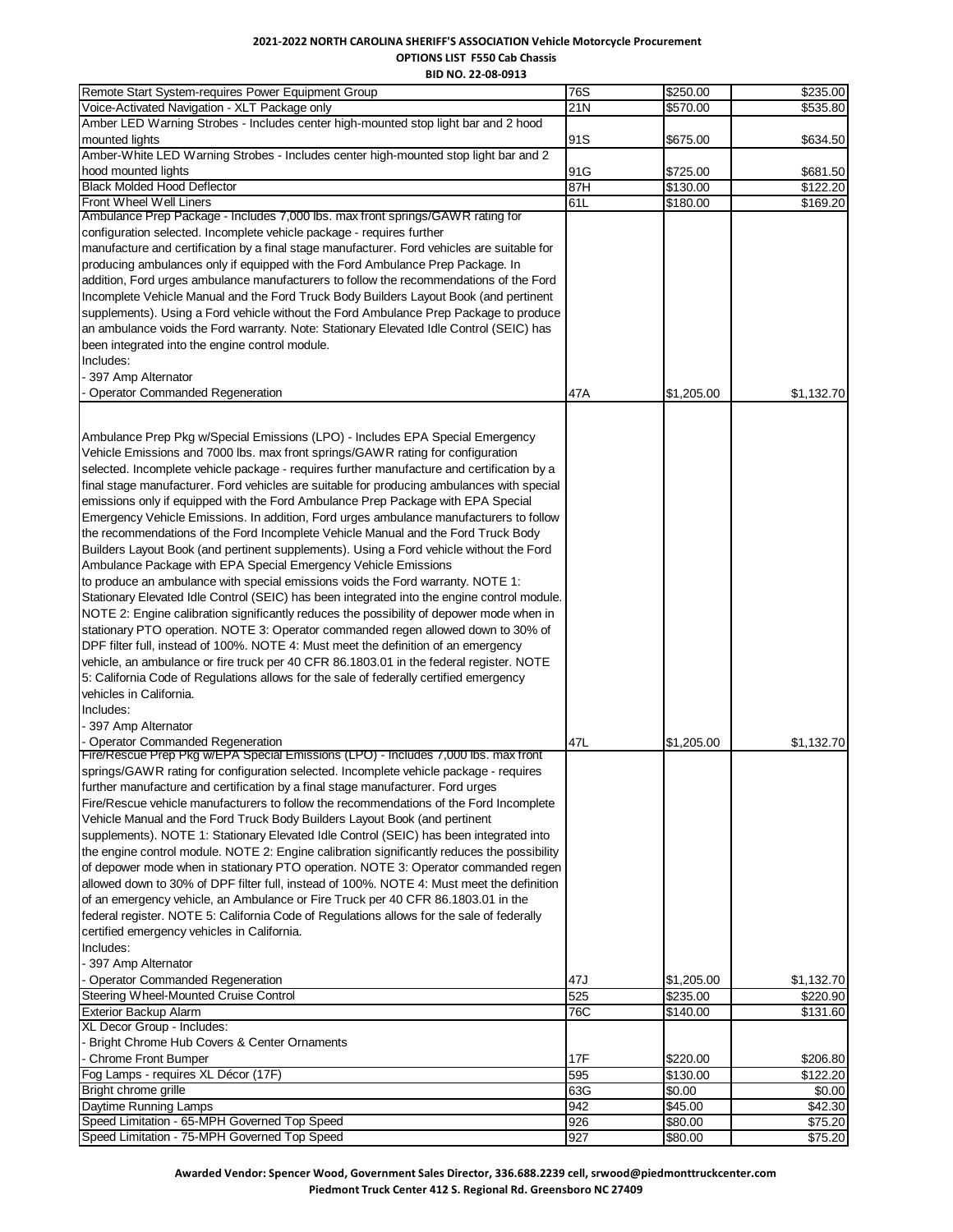**2021-2022 NORTH CAROLINA SHERIFF'S ASSOCIATION Vehicle Motorcycle Procurement**

**OPTIONS LIST F550 Cab Chassis**

**BID NO. 22-08-0913**

| | | | |
|---|---|---|---|
| Remote Start System-requires Power Equipment Group | 76S | $250.00 | $235.00 |
| Voice-Activated Navigation - XLT Package only | 21N | $570.00 | $535.80 |
| Amber LED Warning Strobes - Includes center high-mounted stop light bar and 2 hood mounted lights | 91S | $675.00 | $634.50 |
| Amber-White LED Warning Strobes - Includes center high-mounted stop light bar and 2 hood mounted lights | 91G | $725.00 | $681.50 |
| Black Molded Hood Deflector | 87H | $130.00 | $122.20 |
| Front Wheel Well Liners | 61L | $180.00 | $169.20 |
| Ambulance Prep Package - Includes 7,000 lbs. max front springs/GAWR rating for configuration selected. Incomplete vehicle package - requires further manufacture and certification by a final stage manufacturer. Ford vehicles are suitable for producing ambulances only if equipped with the Ford Ambulance Prep Package. In addition, Ford urges ambulance manufacturers to follow the recommendations of the Ford Incomplete Vehicle Manual and the Ford Truck Body Builders Layout Book (and pertinent supplements). Using a Ford vehicle without the Ford Ambulance Prep Package to produce an ambulance voids the Ford warranty. Note: Stationary Elevated Idle Control (SEIC) has been integrated into the engine control module. Includes: - 397 Amp Alternator - Operator Commanded Regeneration | 47A | $1,205.00 | $1,132.70 |
| Ambulance Prep Pkg w/Special Emissions (LPO) - Includes EPA Special Emergency Vehicle Emissions and 7000 lbs. max front springs/GAWR rating for configuration selected. Incomplete vehicle package - requires further manufacture and certification by a final stage manufacturer. Ford vehicles are suitable for producing ambulances with special emissions only if equipped with the Ford Ambulance Prep Package with EPA Special Emergency Vehicle Emissions. In addition, Ford urges ambulance manufacturers to follow the recommendations of the Ford Incomplete Vehicle Manual and the Ford Truck Body Builders Layout Book (and pertinent supplements). Using a Ford vehicle without the Ford Ambulance Package with EPA Special Emergency Vehicle Emissions to produce an ambulance with special emissions voids the Ford warranty. NOTE 1: Stationary Elevated Idle Control (SEIC) has been integrated into the engine control module. NOTE 2: Engine calibration significantly reduces the possibility of depower mode when in stationary PTO operation. NOTE 3: Operator commanded regen allowed down to 30% of DPF filter full, instead of 100%. NOTE 4: Must meet the definition of an emergency vehicle, an ambulance or fire truck per 40 CFR 86.1803.01 in the federal register. NOTE 5: California Code of Regulations allows for the sale of federally certified emergency vehicles in California. Includes: - 397 Amp Alternator - Operator Commanded Regeneration | 47L | $1,205.00 | $1,132.70 |
| Fire/Rescue Prep Pkg w/EPA Special Emissions (LPO) - Includes 7,000 lbs. max front springs/GAWR rating for configuration selected. Incomplete vehicle package - requires further manufacture and certification by a final stage manufacturer. Ford urges Fire/Rescue vehicle manufacturers to follow the recommendations of the Ford Incomplete Vehicle Manual and the Ford Truck Body Builders Layout Book (and pertinent supplements). NOTE 1: Stationary Elevated Idle Control (SEIC) has been integrated into the engine control module. NOTE 2: Engine calibration significantly reduces the possibility of depower mode when in stationary PTO operation. NOTE 3: Operator commanded regen allowed down to 30% of DPF filter full, instead of 100%. NOTE 4: Must meet the definition of an emergency vehicle, an Ambulance or Fire Truck per 40 CFR 86.1803.01 in the federal register. NOTE 5: California Code of Regulations allows for the sale of federally certified emergency vehicles in California. Includes: - 397 Amp Alternator - Operator Commanded Regeneration | 47J | $1,205.00 | $1,132.70 |
| Steering Wheel-Mounted Cruise Control | 525 | $235.00 | $220.90 |
| Exterior Backup Alarm | 76C | $140.00 | $131.60 |
| XL Decor Group - Includes: - Bright Chrome Hub Covers & Center Ornaments - Chrome Front Bumper | 17F | $220.00 | $206.80 |
| Fog Lamps - requires XL Décor (17F) | 595 | $130.00 | $122.20 |
| Bright chrome grille | 63G | $0.00 | $0.00 |
| Daytime Running Lamps | 942 | $45.00 | $42.30 |
| Speed Limitation - 65-MPH Governed Top Speed | 926 | $80.00 | $75.20 |
| Speed Limitation - 75-MPH Governed Top Speed | 927 | $80.00 | $75.20 |

**Awarded Vendor: Spencer Wood, Government Sales Director, 336.688.2239 cell, srwood@piedmonttruckcenter.com**
**Piedmont Truck Center 412 S. Regional Rd. Greensboro NC 27409**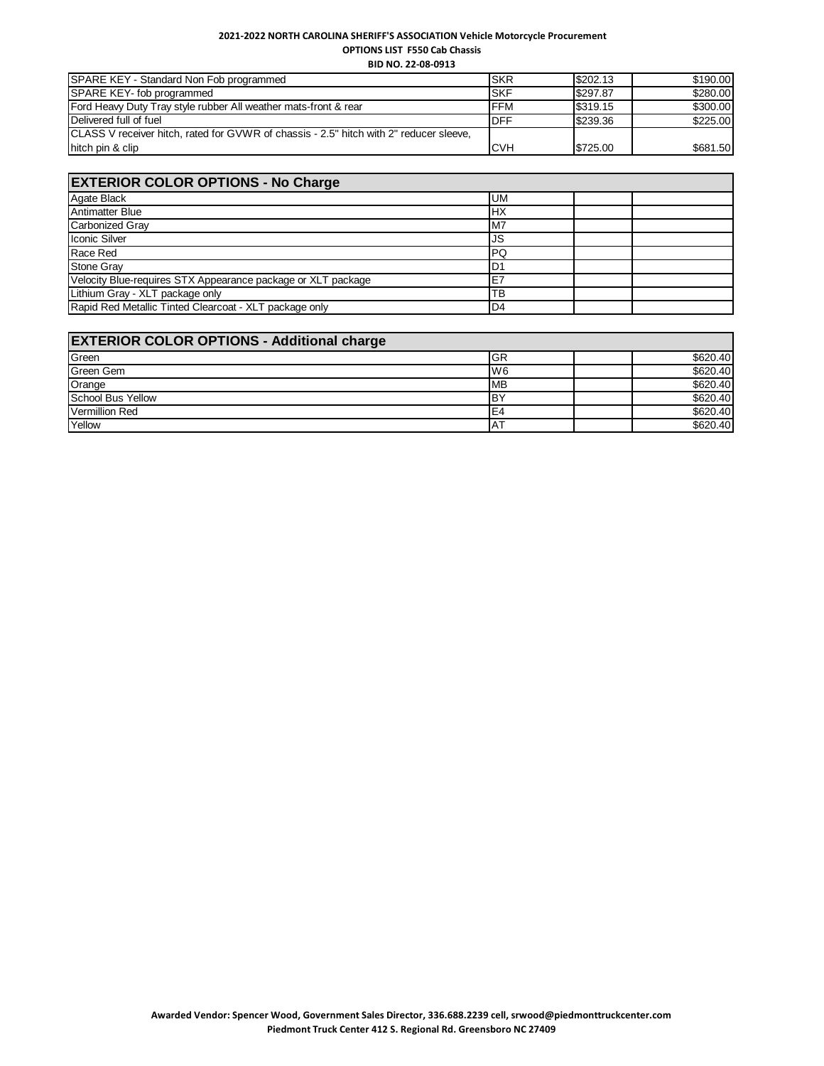**2021-2022 NORTH CAROLINA SHERIFF'S ASSOCIATION Vehicle Motorcycle Procurement**
**OPTIONS LIST F550 Cab Chassis**
**BID NO. 22-08-0913**

| | | | |
|---|---|---|---|
| SPARE KEY - Standard Non Fob programmed | SKR | $202.13 | $190.00 |
| SPARE KEY- fob programmed | SKF | $297.87 | $280.00 |
| Ford Heavy Duty Tray style rubber All weather mats-front & rear | FFM | $319.15 | $300.00 |
| Delivered full of fuel | DFF | $239.36 | $225.00 |
| CLASS V receiver hitch, rated for GVWR of chassis - 2.5" hitch with 2" reducer sleeve, hitch pin & clip | CVH | $725.00 | $681.50 |

| EXTERIOR COLOR OPTIONS - No Charge | | | |
|---|---|---|---|
| Agate Black | UM | | |
| Antimatter Blue | HX | | |
| Carbonized Gray | M7 | | |
| Iconic Silver | JS | | |
| Race Red | PQ | | |
| Stone Gray | D1 | | |
| Velocity Blue-requires STX Appearance package or XLT package | E7 | | |
| Lithium Gray - XLT package only | TB | | |
| Rapid Red Metallic Tinted Clearcoat - XLT package only | D4 | | |

| EXTERIOR COLOR OPTIONS - Additional charge | | | |
|---|---|---|---|
| Green | GR | | $620.40 |
| Green Gem | W6 | | $620.40 |
| Orange | MB | | $620.40 |
| School Bus Yellow | BY | | $620.40 |
| Vermillion Red | E4 | | $620.40 |
| Yellow | AT | | $620.40 |

**Awarded Vendor: Spencer Wood, Government Sales Director, 336.688.2239 cell, srwood@piedmonttruckcenter.com**
**Piedmont Truck Center 412 S. Regional Rd. Greensboro NC 27409**